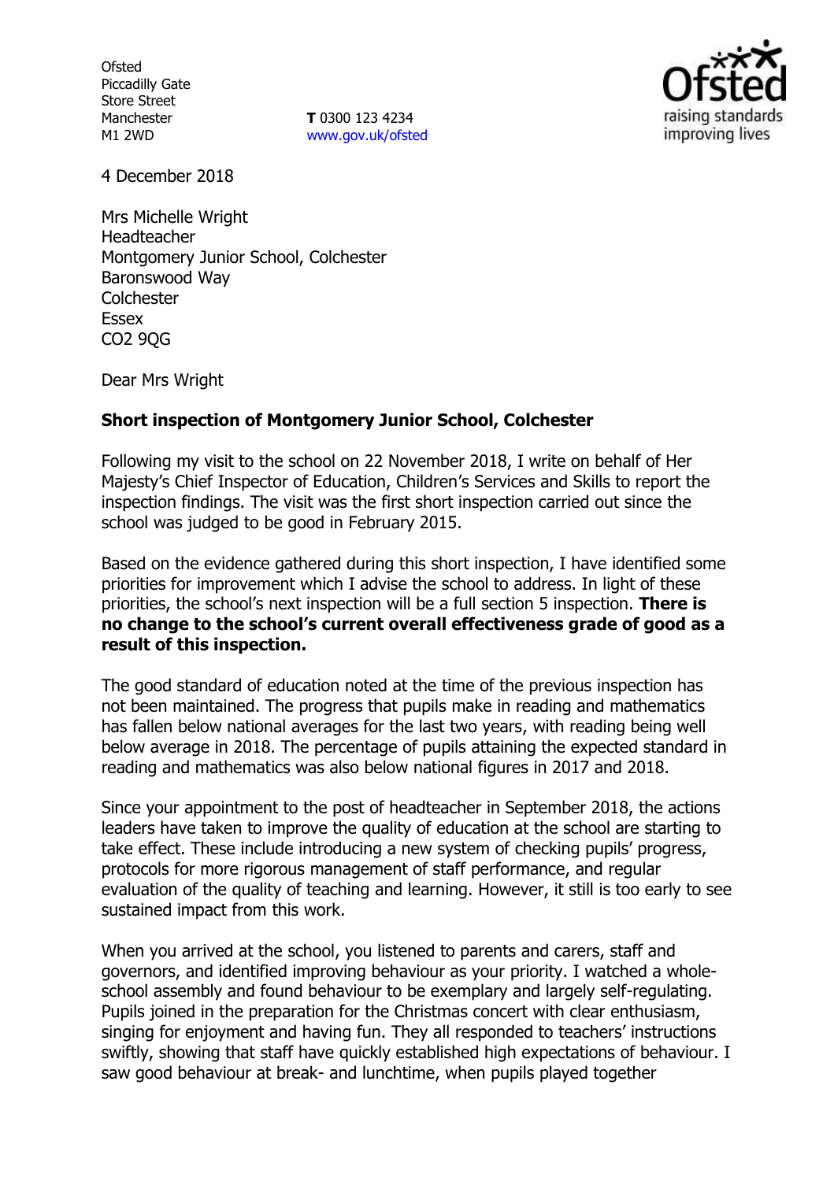Ofsted
Piccadilly Gate
Store Street
Manchester
M1 2WD

**T** 0300 123 4234
www.gov.uk/ofsted

4 December 2018

Mrs Michelle Wright
Headteacher
Montgomery Junior School, Colchester
Baronswood Way
Colchester
Essex
CO2 9QG

Dear Mrs Wright

**Short inspection of Montgomery Junior School, Colchester**

Following my visit to the school on 22 November 2018, I write on behalf of Her Majesty's Chief Inspector of Education, Children's Services and Skills to report the inspection findings. The visit was the first short inspection carried out since the school was judged to be good in February 2015.

Based on the evidence gathered during this short inspection, I have identified some priorities for improvement which I advise the school to address. In light of these priorities, the school's next inspection will be a full section 5 inspection. **There is no change to the school's current overall effectiveness grade of good as a result of this inspection.**

The good standard of education noted at the time of the previous inspection has not been maintained. The progress that pupils make in reading and mathematics has fallen below national averages for the last two years, with reading being well below average in 2018. The percentage of pupils attaining the expected standard in reading and mathematics was also below national figures in 2017 and 2018.

Since your appointment to the post of headteacher in September 2018, the actions leaders have taken to improve the quality of education at the school are starting to take effect. These include introducing a new system of checking pupils' progress, protocols for more rigorous management of staff performance, and regular evaluation of the quality of teaching and learning. However, it still is too early to see sustained impact from this work.

When you arrived at the school, you listened to parents and carers, staff and governors, and identified improving behaviour as your priority. I watched a whole-school assembly and found behaviour to be exemplary and largely self-regulating. Pupils joined in the preparation for the Christmas concert with clear enthusiasm, singing for enjoyment and having fun. They all responded to teachers' instructions swiftly, showing that staff have quickly established high expectations of behaviour. I saw good behaviour at break- and lunchtime, when pupils played together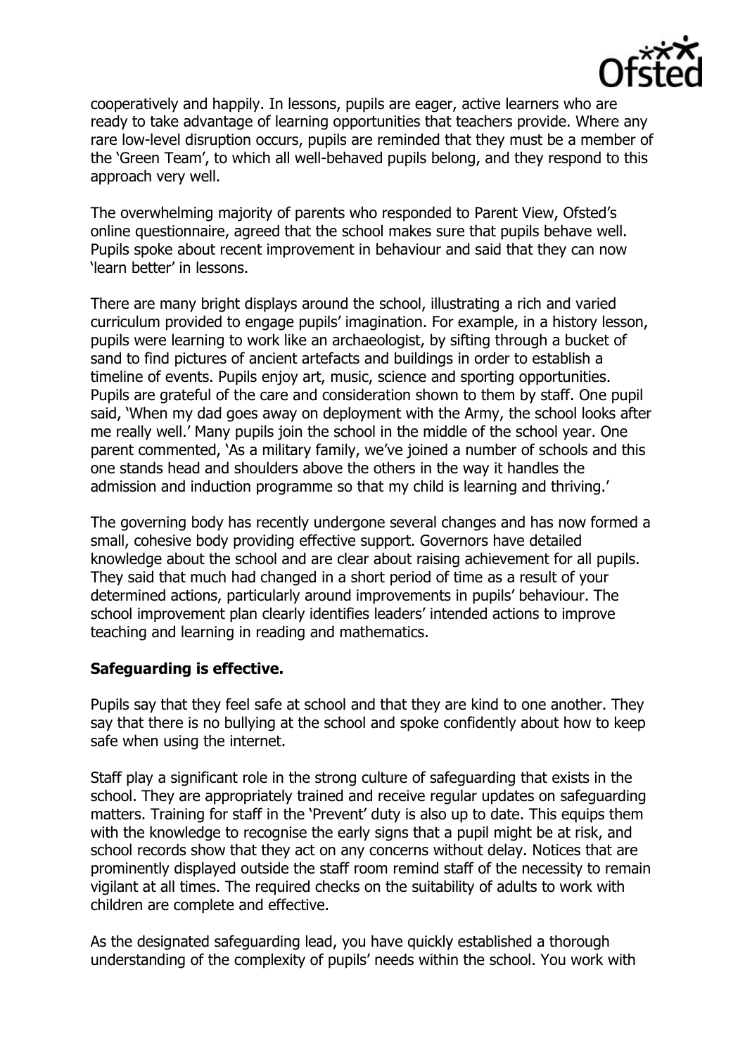cooperatively and happily. In lessons, pupils are eager, active learners who are ready to take advantage of learning opportunities that teachers provide. Where any rare low-level disruption occurs, pupils are reminded that they must be a member of the 'Green Team', to which all well-behaved pupils belong, and they respond to this approach very well.

The overwhelming majority of parents who responded to Parent View, Ofsted's online questionnaire, agreed that the school makes sure that pupils behave well. Pupils spoke about recent improvement in behaviour and said that they can now 'learn better' in lessons.

There are many bright displays around the school, illustrating a rich and varied curriculum provided to engage pupils' imagination. For example, in a history lesson, pupils were learning to work like an archaeologist, by sifting through a bucket of sand to find pictures of ancient artefacts and buildings in order to establish a timeline of events. Pupils enjoy art, music, science and sporting opportunities. Pupils are grateful of the care and consideration shown to them by staff. One pupil said, 'When my dad goes away on deployment with the Army, the school looks after me really well.' Many pupils join the school in the middle of the school year. One parent commented, 'As a military family, we've joined a number of schools and this one stands head and shoulders above the others in the way it handles the admission and induction programme so that my child is learning and thriving.'

The governing body has recently undergone several changes and has now formed a small, cohesive body providing effective support. Governors have detailed knowledge about the school and are clear about raising achievement for all pupils. They said that much had changed in a short period of time as a result of your determined actions, particularly around improvements in pupils' behaviour. The school improvement plan clearly identifies leaders' intended actions to improve teaching and learning in reading and mathematics.

**Safeguarding is effective.**

Pupils say that they feel safe at school and that they are kind to one another. They say that there is no bullying at the school and spoke confidently about how to keep safe when using the internet.

Staff play a significant role in the strong culture of safeguarding that exists in the school. They are appropriately trained and receive regular updates on safeguarding matters. Training for staff in the 'Prevent' duty is also up to date. This equips them with the knowledge to recognise the early signs that a pupil might be at risk, and school records show that they act on any concerns without delay. Notices that are prominently displayed outside the staff room remind staff of the necessity to remain vigilant at all times. The required checks on the suitability of adults to work with children are complete and effective.

As the designated safeguarding lead, you have quickly established a thorough understanding of the complexity of pupils' needs within the school. You work with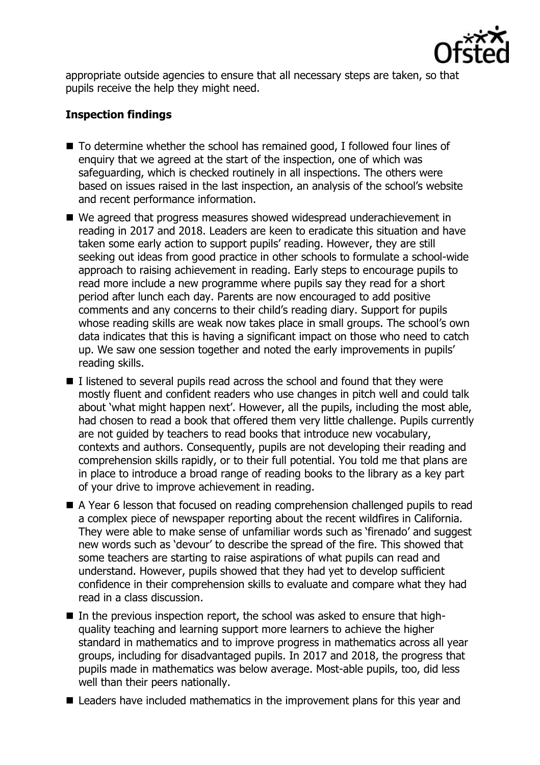appropriate outside agencies to ensure that all necessary steps are taken, so that pupils receive the help they might need.

**Inspection findings**

- To determine whether the school has remained good, I followed four lines of enquiry that we agreed at the start of the inspection, one of which was safeguarding, which is checked routinely in all inspections. The others were based on issues raised in the last inspection, an analysis of the school's website and recent performance information.
- We agreed that progress measures showed widespread underachievement in reading in 2017 and 2018. Leaders are keen to eradicate this situation and have taken some early action to support pupils' reading. However, they are still seeking out ideas from good practice in other schools to formulate a school-wide approach to raising achievement in reading. Early steps to encourage pupils to read more include a new programme where pupils say they read for a short period after lunch each day. Parents are now encouraged to add positive comments and any concerns to their child's reading diary. Support for pupils whose reading skills are weak now takes place in small groups. The school's own data indicates that this is having a significant impact on those who need to catch up. We saw one session together and noted the early improvements in pupils' reading skills.
- I listened to several pupils read across the school and found that they were mostly fluent and confident readers who use changes in pitch well and could talk about 'what might happen next'. However, all the pupils, including the most able, had chosen to read a book that offered them very little challenge. Pupils currently are not guided by teachers to read books that introduce new vocabulary, contexts and authors. Consequently, pupils are not developing their reading and comprehension skills rapidly, or to their full potential. You told me that plans are in place to introduce a broad range of reading books to the library as a key part of your drive to improve achievement in reading.
- A Year 6 lesson that focused on reading comprehension challenged pupils to read a complex piece of newspaper reporting about the recent wildfires in California. They were able to make sense of unfamiliar words such as 'firenado' and suggest new words such as 'devour' to describe the spread of the fire. This showed that some teachers are starting to raise aspirations of what pupils can read and understand. However, pupils showed that they had yet to develop sufficient confidence in their comprehension skills to evaluate and compare what they had read in a class discussion.
- In the previous inspection report, the school was asked to ensure that high-quality teaching and learning support more learners to achieve the higher standard in mathematics and to improve progress in mathematics across all year groups, including for disadvantaged pupils. In 2017 and 2018, the progress that pupils made in mathematics was below average. Most-able pupils, too, did less well than their peers nationally.
- Leaders have included mathematics in the improvement plans for this year and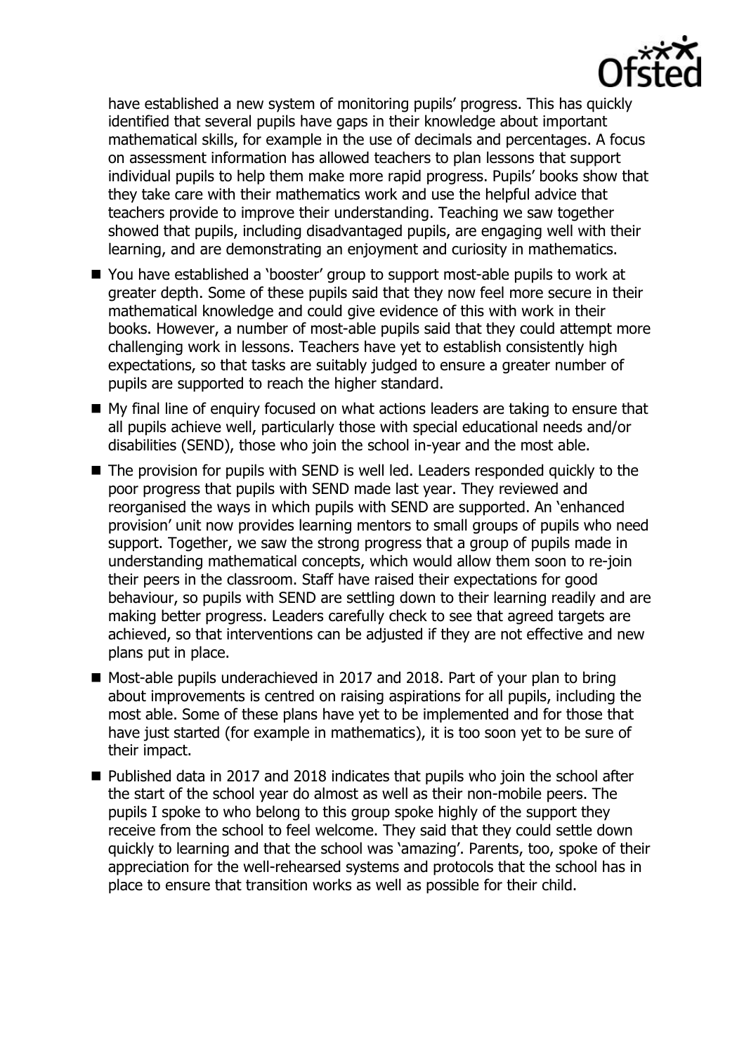have established a new system of monitoring pupils' progress. This has quickly identified that several pupils have gaps in their knowledge about important mathematical skills, for example in the use of decimals and percentages. A focus on assessment information has allowed teachers to plan lessons that support individual pupils to help them make more rapid progress. Pupils' books show that they take care with their mathematics work and use the helpful advice that teachers provide to improve their understanding. Teaching we saw together showed that pupils, including disadvantaged pupils, are engaging well with their learning, and are demonstrating an enjoyment and curiosity in mathematics.

- You have established a 'booster' group to support most-able pupils to work at greater depth. Some of these pupils said that they now feel more secure in their mathematical knowledge and could give evidence of this with work in their books. However, a number of most-able pupils said that they could attempt more challenging work in lessons. Teachers have yet to establish consistently high expectations, so that tasks are suitably judged to ensure a greater number of pupils are supported to reach the higher standard.
- My final line of enquiry focused on what actions leaders are taking to ensure that all pupils achieve well, particularly those with special educational needs and/or disabilities (SEND), those who join the school in-year and the most able.
- The provision for pupils with SEND is well led. Leaders responded quickly to the poor progress that pupils with SEND made last year. They reviewed and reorganised the ways in which pupils with SEND are supported. An 'enhanced provision' unit now provides learning mentors to small groups of pupils who need support. Together, we saw the strong progress that a group of pupils made in understanding mathematical concepts, which would allow them soon to re-join their peers in the classroom. Staff have raised their expectations for good behaviour, so pupils with SEND are settling down to their learning readily and are making better progress. Leaders carefully check to see that agreed targets are achieved, so that interventions can be adjusted if they are not effective and new plans put in place.
- Most-able pupils underachieved in 2017 and 2018. Part of your plan to bring about improvements is centred on raising aspirations for all pupils, including the most able. Some of these plans have yet to be implemented and for those that have just started (for example in mathematics), it is too soon yet to be sure of their impact.
- Published data in 2017 and 2018 indicates that pupils who join the school after the start of the school year do almost as well as their non-mobile peers. The pupils I spoke to who belong to this group spoke highly of the support they receive from the school to feel welcome. They said that they could settle down quickly to learning and that the school was 'amazing'. Parents, too, spoke of their appreciation for the well-rehearsed systems and protocols that the school has in place to ensure that transition works as well as possible for their child.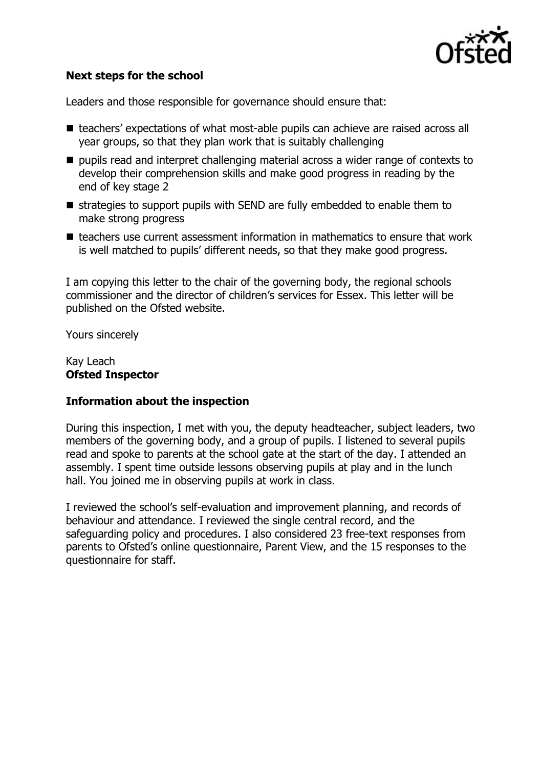**Next steps for the school**

Leaders and those responsible for governance should ensure that:

- teachers' expectations of what most-able pupils can achieve are raised across all year groups, so that they plan work that is suitably challenging
- pupils read and interpret challenging material across a wider range of contexts to develop their comprehension skills and make good progress in reading by the end of key stage 2
- strategies to support pupils with SEND are fully embedded to enable them to make strong progress
- teachers use current assessment information in mathematics to ensure that work is well matched to pupils' different needs, so that they make good progress.

I am copying this letter to the chair of the governing body, the regional schools commissioner and the director of children's services for Essex. This letter will be published on the Ofsted website.

Yours sincerely

Kay Leach
**Ofsted Inspector**

### Information about the inspection

During this inspection, I met with you, the deputy headteacher, subject leaders, two members of the governing body, and a group of pupils. I listened to several pupils read and spoke to parents at the school gate at the start of the day. I attended an assembly. I spent time outside lessons observing pupils at play and in the lunch hall. You joined me in observing pupils at work in class.

I reviewed the school's self-evaluation and improvement planning, and records of behaviour and attendance. I reviewed the single central record, and the safeguarding policy and procedures. I also considered 23 free-text responses from parents to Ofsted's online questionnaire, Parent View, and the 15 responses to the questionnaire for staff.